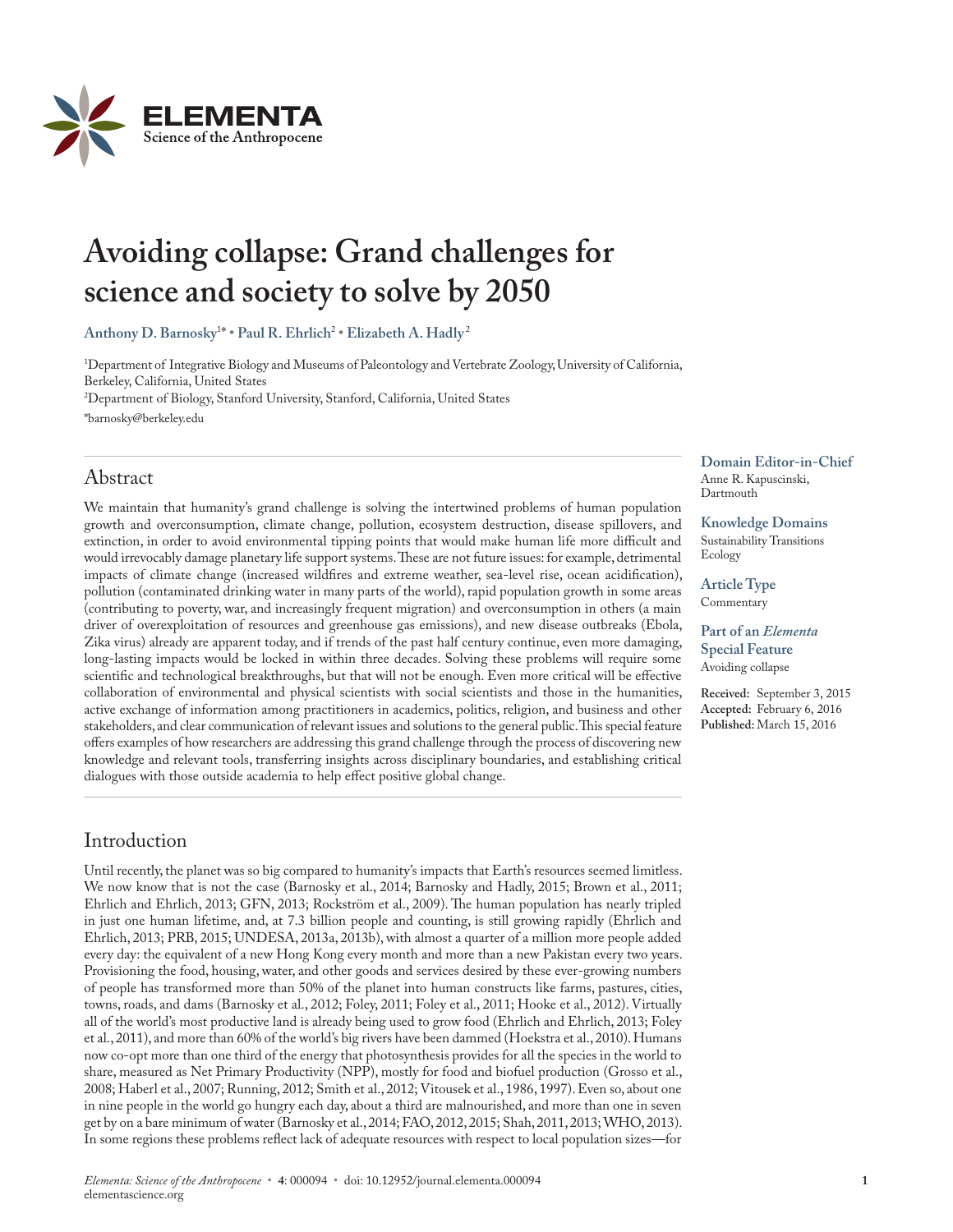# Avoiding collapse: Grand challenges for science and society to solve by 2050

**Anthony D. Barnosky[1*] • Paul R. Ehrlich[2] • Elizabeth A. Hadly[2]**

[1]Department of Integrative Biology and Museums of Paleontology and Vertebrate Zoology, University of California, Berkeley, California, United States

[2]Department of Biology, Stanford University, Stanford, California, United States

*barnosky@berkeley.edu

**Domain Editor-in-Chief**
Anne R. Kapuscinski, Dartmouth

**Knowledge Domains**
Sustainability Transitions
Ecology

**Article Type**
Commentary

**Part of an *Elementa* Special Feature**
Avoiding collapse

**Received:** September 3, 2015
**Accepted:** February 6, 2016
**Published:** March 15, 2016

## Abstract

We maintain that humanity's grand challenge is solving the intertwined problems of human population growth and overconsumption, climate change, pollution, ecosystem destruction, disease spillovers, and extinction, in order to avoid environmental tipping points that would make human life more difficult and would irrevocably damage planetary life support systems. These are not future issues: for example, detrimental impacts of climate change (increased wildfires and extreme weather, sea-level rise, ocean acidification), pollution (contaminated drinking water in many parts of the world), rapid population growth in some areas (contributing to poverty, war, and increasingly frequent migration) and overconsumption in others (a main driver of overexploitation of resources and greenhouse gas emissions), and new disease outbreaks (Ebola, Zika virus) already are apparent today, and if trends of the past half century continue, even more damaging, long-lasting impacts would be locked in within three decades. Solving these problems will require some scientific and technological breakthroughs, but that will not be enough. Even more critical will be effective collaboration of environmental and physical scientists with social scientists and those in the humanities, active exchange of information among practitioners in academics, politics, religion, and business and other stakeholders, and clear communication of relevant issues and solutions to the general public. This special feature offers examples of how researchers are addressing this grand challenge through the process of discovering new knowledge and relevant tools, transferring insights across disciplinary boundaries, and establishing critical dialogues with those outside academia to help effect positive global change.

## Introduction

Until recently, the planet was so big compared to humanity's impacts that Earth's resources seemed limitless. We now know that is not the case (Barnosky et al., 2014; Barnosky and Hadly, 2015; Brown et al., 2011; Ehrlich and Ehrlich, 2013; GFN, 2013; Rockström et al., 2009). The human population has nearly tripled in just one human lifetime, and, at 7.3 billion people and counting, is still growing rapidly (Ehrlich and Ehrlich, 2013; PRB, 2015; UNDESA, 2013a, 2013b), with almost a quarter of a million more people added every day: the equivalent of a new Hong Kong every month and more than a new Pakistan every two years. Provisioning the food, housing, water, and other goods and services desired by these ever-growing numbers of people has transformed more than 50% of the planet into human constructs like farms, pastures, cities, towns, roads, and dams (Barnosky et al., 2012; Foley, 2011; Foley et al., 2011; Hooke et al., 2012). Virtually all of the world's most productive land is already being used to grow food (Ehrlich and Ehrlich, 2013; Foley et al., 2011), and more than 60% of the world's big rivers have been dammed (Hoekstra et al., 2010). Humans now co-opt more than one third of the energy that photosynthesis provides for all the species in the world to share, measured as Net Primary Productivity (NPP), mostly for food and biofuel production (Grosso et al., 2008; Haberl et al., 2007; Running, 2012; Smith et al., 2012; Vitousek et al., 1986, 1997). Even so, about one in nine people in the world go hungry each day, about a third are malnourished, and more than one in seven get by on a bare minimum of water (Barnosky et al., 2014; FAO, 2012, 2015; Shah, 2011, 2013; WHO, 2013). In some regions these problems reflect lack of adequate resources with respect to local population sizes—for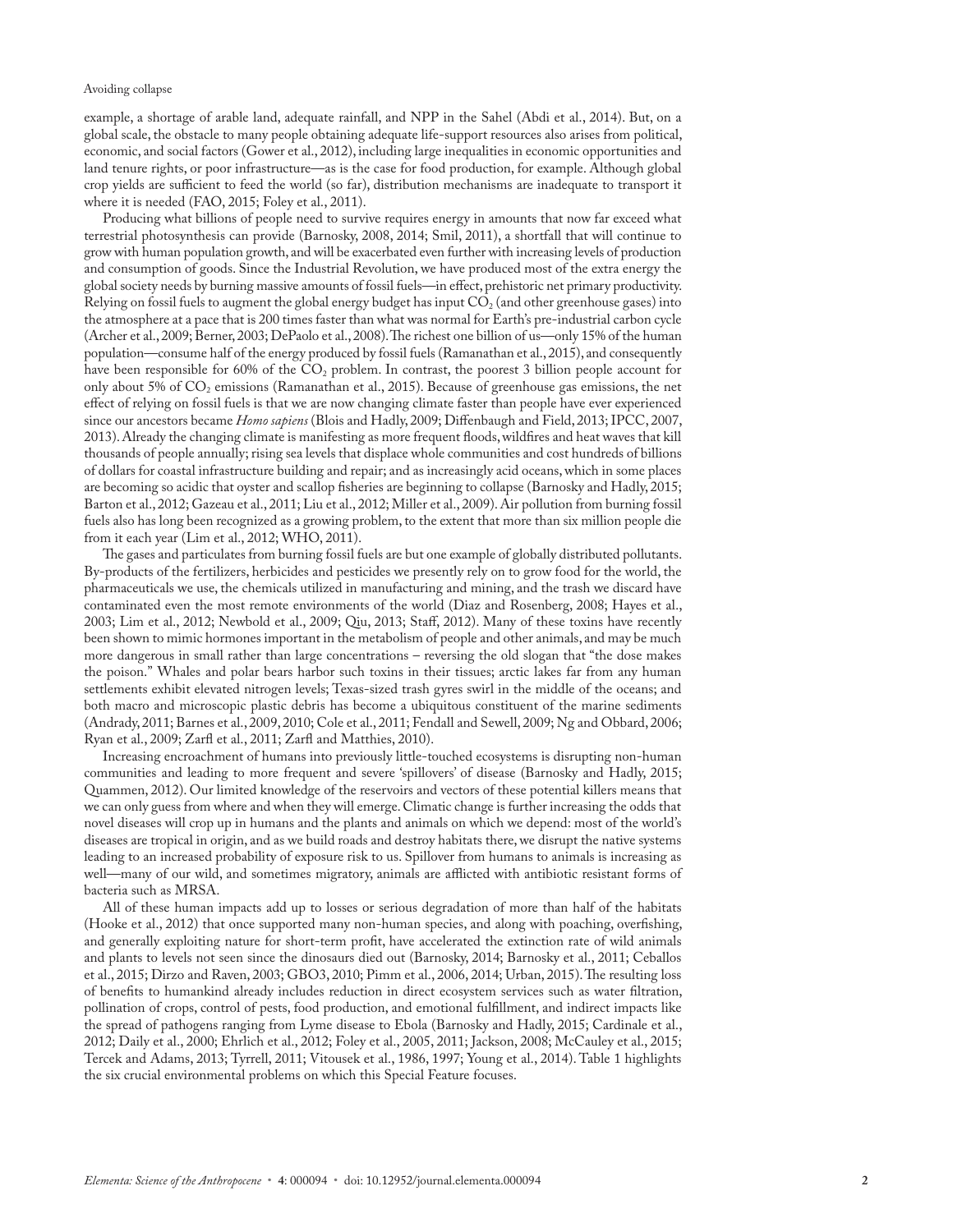example, a shortage of arable land, adequate rainfall, and NPP in the Sahel (Abdi et al., 2014). But, on a global scale, the obstacle to many people obtaining adequate life-support resources also arises from political, economic, and social factors (Gower et al., 2012), including large inequalities in economic opportunities and land tenure rights, or poor infrastructure—as is the case for food production, for example. Although global crop yields are sufficient to feed the world (so far), distribution mechanisms are inadequate to transport it where it is needed (FAO, 2015; Foley et al., 2011).

Producing what billions of people need to survive requires energy in amounts that now far exceed what terrestrial photosynthesis can provide (Barnosky, 2008, 2014; Smil, 2011), a shortfall that will continue to grow with human population growth, and will be exacerbated even further with increasing levels of production and consumption of goods. Since the Industrial Revolution, we have produced most of the extra energy the global society needs by burning massive amounts of fossil fuels—in effect, prehistoric net primary productivity. Relying on fossil fuels to augment the global energy budget has input $CO_2$ (and other greenhouse gases) into the atmosphere at a pace that is 200 times faster than what was normal for Earth's pre-industrial carbon cycle (Archer et al., 2009; Berner, 2003; DePaolo et al., 2008). The richest one billion of us—only 15% of the human population—consume half of the energy produced by fossil fuels (Ramanathan et al., 2015), and consequently have been responsible for 60% of the $CO_2$ problem. In contrast, the poorest 3 billion people account for only about 5% of $CO_2$ emissions (Ramanathan et al., 2015). Because of greenhouse gas emissions, the net effect of relying on fossil fuels is that we are now changing climate faster than people have ever experienced since our ancestors became *Homo sapiens* (Blois and Hadly, 2009; Diffenbaugh and Field, 2013; IPCC, 2007, 2013). Already the changing climate is manifesting as more frequent floods, wildfires and heat waves that kill thousands of people annually; rising sea levels that displace whole communities and cost hundreds of billions of dollars for coastal infrastructure building and repair; and as increasingly acid oceans, which in some places are becoming so acidic that oyster and scallop fisheries are beginning to collapse (Barnosky and Hadly, 2015; Barton et al., 2012; Gazeau et al., 2011; Liu et al., 2012; Miller et al., 2009). Air pollution from burning fossil fuels also has long been recognized as a growing problem, to the extent that more than six million people die from it each year (Lim et al., 2012; WHO, 2011).

The gases and particulates from burning fossil fuels are but one example of globally distributed pollutants. By-products of the fertilizers, herbicides and pesticides we presently rely on to grow food for the world, the pharmaceuticals we use, the chemicals utilized in manufacturing and mining, and the trash we discard have contaminated even the most remote environments of the world (Diaz and Rosenberg, 2008; Hayes et al., 2003; Lim et al., 2012; Newbold et al., 2009; Qiu, 2013; Staff, 2012). Many of these toxins have recently been shown to mimic hormones important in the metabolism of people and other animals, and may be much more dangerous in small rather than large concentrations – reversing the old slogan that "the dose makes the poison." Whales and polar bears harbor such toxins in their tissues; arctic lakes far from any human settlements exhibit elevated nitrogen levels; Texas-sized trash gyres swirl in the middle of the oceans; and both macro and microscopic plastic debris has become a ubiquitous constituent of the marine sediments (Andrady, 2011; Barnes et al., 2009, 2010; Cole et al., 2011; Fendall and Sewell, 2009; Ng and Obbard, 2006; Ryan et al., 2009; Zarfl et al., 2011; Zarfl and Matthies, 2010).

Increasing encroachment of humans into previously little-touched ecosystems is disrupting non-human communities and leading to more frequent and severe 'spillovers' of disease (Barnosky and Hadly, 2015; Quammen, 2012). Our limited knowledge of the reservoirs and vectors of these potential killers means that we can only guess from where and when they will emerge. Climatic change is further increasing the odds that novel diseases will crop up in humans and the plants and animals on which we depend: most of the world's diseases are tropical in origin, and as we build roads and destroy habitats there, we disrupt the native systems leading to an increased probability of exposure risk to us. Spillover from humans to animals is increasing as well—many of our wild, and sometimes migratory, animals are afflicted with antibiotic resistant forms of bacteria such as MRSA.

All of these human impacts add up to losses or serious degradation of more than half of the habitats (Hooke et al., 2012) that once supported many non-human species, and along with poaching, overfishing, and generally exploiting nature for short-term profit, have accelerated the extinction rate of wild animals and plants to levels not seen since the dinosaurs died out (Barnosky, 2014; Barnosky et al., 2011; Ceballos et al., 2015; Dirzo and Raven, 2003; GBO3, 2010; Pimm et al., 2006, 2014; Urban, 2015). The resulting loss of benefits to humankind already includes reduction in direct ecosystem services such as water filtration, pollination of crops, control of pests, food production, and emotional fulfillment, and indirect impacts like the spread of pathogens ranging from Lyme disease to Ebola (Barnosky and Hadly, 2015; Cardinale et al., 2012; Daily et al., 2000; Ehrlich et al., 2012; Foley et al., 2005, 2011; Jackson, 2008; McCauley et al., 2015; Tercek and Adams, 2013; Tyrrell, 2011; Vitousek et al., 1986, 1997; Young et al., 2014). Table 1 highlights the six crucial environmental problems on which this Special Feature focuses.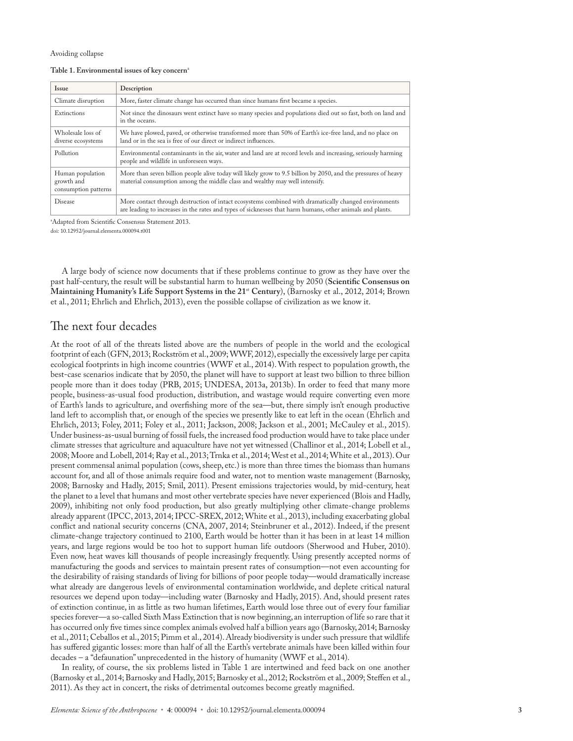**Table 1. Environmental issues of key concern**[a]

| Issue | Description |
| --- | --- |
| Climate disruption | More, faster climate change has occurred than since humans first became a species. |
| Extinctions | Not since the dinosaurs went extinct have so many species and populations died out so fast, both on land and in the oceans. |
| Wholesale loss of diverse ecosystems | We have plowed, paved, or otherwise transformed more than 50% of Earth's ice-free land, and no place on land or in the sea is free of our direct or indirect influences. |
| Pollution | Environmental contaminants in the air, water and land are at record levels and increasing, seriously harming people and wildlife in unforeseen ways. |
| Human population growth and consumption patterns | More than seven billion people alive today will likely grow to 9.5 billion by 2050, and the pressures of heavy material consumption among the middle class and wealthy may well intensify. |
| Disease | More contact through destruction of intact ecosystems combined with dramatically changed environments are leading to increases in the rates and types of sicknesses that harm humans, other animals and plants. |

[a]Adapted from Scientific Consensus Statement 2013.

doi: 10.12952/journal.elementa.000094.t001

A large body of science now documents that if these problems continue to grow as they have over the past half-century, the result will be substantial harm to human wellbeing by 2050 (**Scientific Consensus on Maintaining Humanity's Life Support Systems in the 21st Century**), (Barnosky et al., 2012, 2014; Brown et al., 2011; Ehrlich and Ehrlich, 2013), even the possible collapse of civilization as we know it.

## The next four decades

At the root of all of the threats listed above are the numbers of people in the world and the ecological footprint of each (GFN, 2013; Rockström et al., 2009; WWF, 2012), especially the excessively large per capita ecological footprints in high income countries (WWF et al., 2014). With respect to population growth, the best-case scenarios indicate that by 2050, the planet will have to support at least two billion to three billion people more than it does today (PRB, 2015; UNDESA, 2013a, 2013b). In order to feed that many more people, business-as-usual food production, distribution, and wastage would require converting even more of Earth's lands to agriculture, and overfishing more of the sea—but, there simply isn't enough productive land left to accomplish that, or enough of the species we presently like to eat left in the ocean (Ehrlich and Ehrlich, 2013; Foley, 2011; Foley et al., 2011; Jackson, 2008; Jackson et al., 2001; McCauley et al., 2015). Under business-as-usual burning of fossil fuels, the increased food production would have to take place under climate stresses that agriculture and aquaculture have not yet witnessed (Challinor et al., 2014; Lobell et al., 2008; Moore and Lobell, 2014; Ray et al., 2013; Trnka et al., 2014; West et al., 2014; White et al., 2013). Our present commensal animal population (cows, sheep, etc.) is more than three times the biomass than humans account for, and all of those animals require food and water, not to mention waste management (Barnosky, 2008; Barnosky and Hadly, 2015; Smil, 2011). Present emissions trajectories would, by mid-century, heat the planet to a level that humans and most other vertebrate species have never experienced (Blois and Hadly, 2009), inhibiting not only food production, but also greatly multiplying other climate-change problems already apparent (IPCC, 2013, 2014; IPCC-SREX, 2012; White et al., 2013), including exacerbating global conflict and national security concerns (CNA, 2007, 2014; Steinbruner et al., 2012). Indeed, if the present climate-change trajectory continued to 2100, Earth would be hotter than it has been in at least 14 million years, and large regions would be too hot to support human life outdoors (Sherwood and Huber, 2010). Even now, heat waves kill thousands of people increasingly frequently. Using presently accepted norms of manufacturing the goods and services to maintain present rates of consumption—not even accounting for the desirability of raising standards of living for billions of poor people today—would dramatically increase what already are dangerous levels of environmental contamination worldwide, and deplete critical natural resources we depend upon today—including water (Barnosky and Hadly, 2015). And, should present rates of extinction continue, in as little as two human lifetimes, Earth would lose three out of every four familiar species forever—a so-called Sixth Mass Extinction that is now beginning, an interruption of life so rare that it has occurred only five times since complex animals evolved half a billion years ago (Barnosky, 2014; Barnosky et al., 2011; Ceballos et al., 2015; Pimm et al., 2014). Already biodiversity is under such pressure that wildlife has suffered gigantic losses: more than half of all the Earth's vertebrate animals have been killed within four decades – a "defaunation" unprecedented in the history of humanity (WWF et al., 2014).

In reality, of course, the six problems listed in Table 1 are intertwined and feed back on one another (Barnosky et al., 2014; Barnosky and Hadly, 2015; Barnosky et al., 2012; Rockström et al., 2009; Steffen et al., 2011). As they act in concert, the risks of detrimental outcomes become greatly magnified.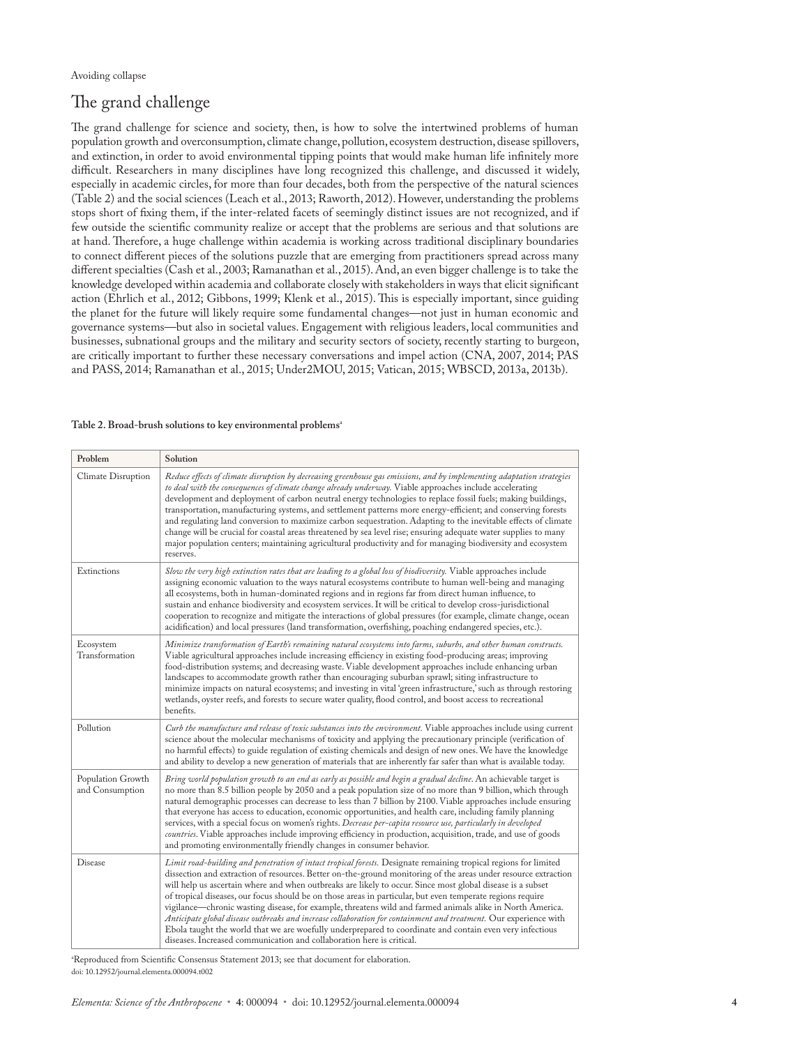## The grand challenge

The grand challenge for science and society, then, is how to solve the intertwined problems of human population growth and overconsumption, climate change, pollution, ecosystem destruction, disease spillovers, and extinction, in order to avoid environmental tipping points that would make human life infinitely more difficult. Researchers in many disciplines have long recognized this challenge, and discussed it widely, especially in academic circles, for more than four decades, both from the perspective of the natural sciences (Table 2) and the social sciences (Leach et al., 2013; Raworth, 2012). However, understanding the problems stops short of fixing them, if the inter-related facets of seemingly distinct issues are not recognized, and if few outside the scientific community realize or accept that the problems are serious and that solutions are at hand. Therefore, a huge challenge within academia is working across traditional disciplinary boundaries to connect different pieces of the solutions puzzle that are emerging from practitioners spread across many different specialties (Cash et al., 2003; Ramanathan et al., 2015). And, an even bigger challenge is to take the knowledge developed within academia and collaborate closely with stakeholders in ways that elicit significant action (Ehrlich et al., 2012; Gibbons, 1999; Klenk et al., 2015). This is especially important, since guiding the planet for the future will likely require some fundamental changes—not just in human economic and governance systems—but also in societal values. Engagement with religious leaders, local communities and businesses, subnational groups and the military and security sectors of society, recently starting to burgeon, are critically important to further these necessary conversations and impel action (CNA, 2007, 2014; PAS and PASS, 2014; Ramanathan et al., 2015; Under2MOU, 2015; Vatican, 2015; WBSCD, 2013a, 2013b).

**Table 2. Broad-brush solutions to key environmental problems[a]**

| Problem | Solution |
| --- | --- |
| Climate Disruption | *Reduce effects of climate disruption by decreasing greenhouse gas emissions, and by implementing adaptation strategies to deal with the consequences of climate change already underway.* Viable approaches include accelerating development and deployment of carbon neutral energy technologies to replace fossil fuels; making buildings, transportation, manufacturing systems, and settlement patterns more energy-efficient; and conserving forests and regulating land conversion to maximize carbon sequestration. Adapting to the inevitable effects of climate change will be crucial for coastal areas threatened by sea level rise; ensuring adequate water supplies to many major population centers; maintaining agricultural productivity and for managing biodiversity and ecosystem reserves. |
| Extinctions | *Slow the very high extinction rates that are leading to a global loss of biodiversity.* Viable approaches include assigning economic valuation to the ways natural ecosystems contribute to human well-being and managing all ecosystems, both in human-dominated regions and in regions far from direct human influence, to sustain and enhance biodiversity and ecosystem services. It will be critical to develop cross-jurisdictional cooperation to recognize and mitigate the interactions of global pressures (for example, climate change, ocean acidification) and local pressures (land transformation, overfishing, poaching endangered species, etc.). |
| Ecosystem Transformation | *Minimize transformation of Earth's remaining natural ecosystems into farms, suburbs, and other human constructs.* Viable agricultural approaches include increasing efficiency in existing food-producing areas; improving food-distribution systems; and decreasing waste. Viable development approaches include enhancing urban landscapes to accommodate growth rather than encouraging suburban sprawl; siting infrastructure to minimize impacts on natural ecosystems; and investing in vital 'green infrastructure,' such as through restoring wetlands, oyster reefs, and forests to secure water quality, flood control, and boost access to recreational benefits. |
| Pollution | *Curb the manufacture and release of toxic substances into the environment.* Viable approaches include using current science about the molecular mechanisms of toxicity and applying the precautionary principle (verification of no harmful effects) to guide regulation of existing chemicals and design of new ones. We have the knowledge and ability to develop a new generation of materials that are inherently far safer than what is available today. |
| Population Growth and Consumption | *Bring world population growth to an end as early as possible and begin a gradual decline.* An achievable target is no more than 8.5 billion people by 2050 and a peak population size of no more than 9 billion, which through natural demographic processes can decrease to less than 7 billion by 2100. Viable approaches include ensuring that everyone has access to education, economic opportunities, and health care, including family planning services, with a special focus on women's rights. *Decrease per-capita resource use, particularly in developed countries.* Viable approaches include improving efficiency in production, acquisition, trade, and use of goods and promoting environmentally friendly changes in consumer behavior. |
| Disease | *Limit road-building and penetration of intact tropical forests.* Designate remaining tropical regions for limited dissection and extraction of resources. Better on-the-ground monitoring of the areas under resource extraction will help us ascertain where and when outbreaks are likely to occur. Since most global disease is a subset of tropical diseases, our focus should be on those areas in particular, but even temperate regions require vigilance—chronic wasting disease, for example, threatens wild and farmed animals alike in North America. *Anticipate global disease outbreaks and increase collaboration for containment and treatment.* Our experience with Ebola taught the world that we are woefully underprepared to coordinate and contain even very infectious diseases. Increased communication and collaboration here is critical. |

[a]Reproduced from Scientific Consensus Statement 2013; see that document for elaboration.

doi: 10.12952/journal.elementa.000094.t002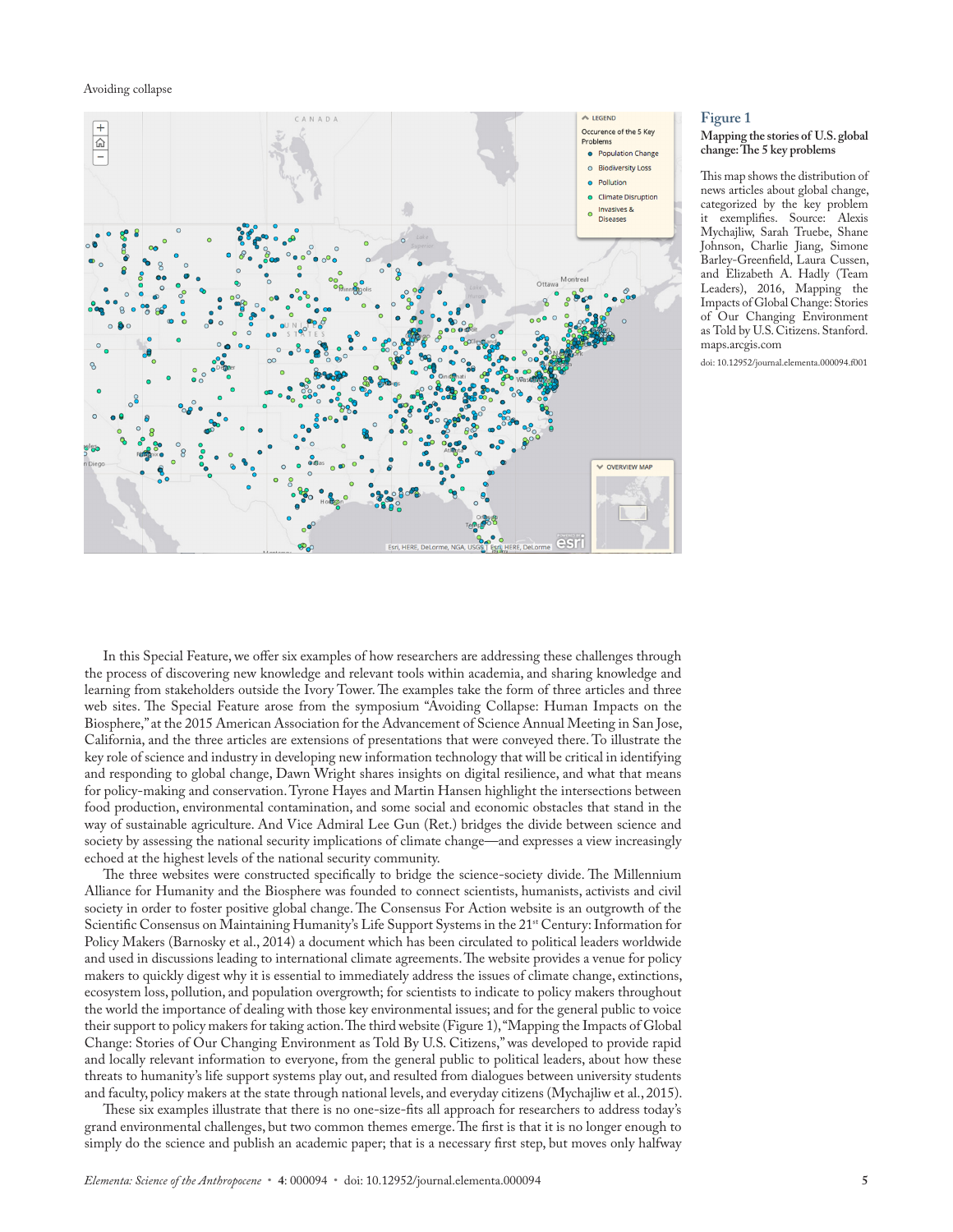**Figure 1**

**Mapping the stories of U.S. global change: The 5 key problems**

This map shows the distribution of news articles about global change, categorized by the key problem it exemplifies. Source: Alexis Mychajliw, Sarah Truebe, Shane Johnson, Charlie Jiang, Simone Barley-Greenfield, Laura Cussen, and Elizabeth A. Hadly (Team Leaders), 2016, Mapping the Impacts of Global Change: Stories of Our Changing Environment as Told by U.S. Citizens. Stanford. maps.arcgis.com

doi: 10.12952/journal.elementa.000094.f001

In this Special Feature, we offer six examples of how researchers are addressing these challenges through the process of discovering new knowledge and relevant tools within academia, and sharing knowledge and learning from stakeholders outside the Ivory Tower. The examples take the form of three articles and three web sites. The Special Feature arose from the symposium "Avoiding Collapse: Human Impacts on the Biosphere," at the 2015 American Association for the Advancement of Science Annual Meeting in San Jose, California, and the three articles are extensions of presentations that were conveyed there. To illustrate the key role of science and industry in developing new information technology that will be critical in identifying and responding to global change, Dawn Wright shares insights on digital resilience, and what that means for policy-making and conservation. Tyrone Hayes and Martin Hansen highlight the intersections between food production, environmental contamination, and some social and economic obstacles that stand in the way of sustainable agriculture. And Vice Admiral Lee Gun (Ret.) bridges the divide between science and society by assessing the national security implications of climate change—and expresses a view increasingly echoed at the highest levels of the national security community.

The three websites were constructed specifically to bridge the science-society divide. The Millennium Alliance for Humanity and the Biosphere was founded to connect scientists, humanists, activists and civil society in order to foster positive global change. The Consensus For Action website is an outgrowth of the Scientific Consensus on Maintaining Humanity's Life Support Systems in the 21st Century: Information for Policy Makers (Barnosky et al., 2014) a document which has been circulated to political leaders worldwide and used in discussions leading to international climate agreements. The website provides a venue for policy makers to quickly digest why it is essential to immediately address the issues of climate change, extinctions, ecosystem loss, pollution, and population overgrowth; for scientists to indicate to policy makers throughout the world the importance of dealing with those key environmental issues; and for the general public to voice their support to policy makers for taking action. The third website (Figure 1), "Mapping the Impacts of Global Change: Stories of Our Changing Environment as Told By U.S. Citizens," was developed to provide rapid and locally relevant information to everyone, from the general public to political leaders, about how these threats to humanity's life support systems play out, and resulted from dialogues between university students and faculty, policy makers at the state through national levels, and everyday citizens (Mychajliw et al., 2015).

These six examples illustrate that there is no one-size-fits all approach for researchers to address today's grand environmental challenges, but two common themes emerge. The first is that it is no longer enough to simply do the science and publish an academic paper; that is a necessary first step, but moves only halfway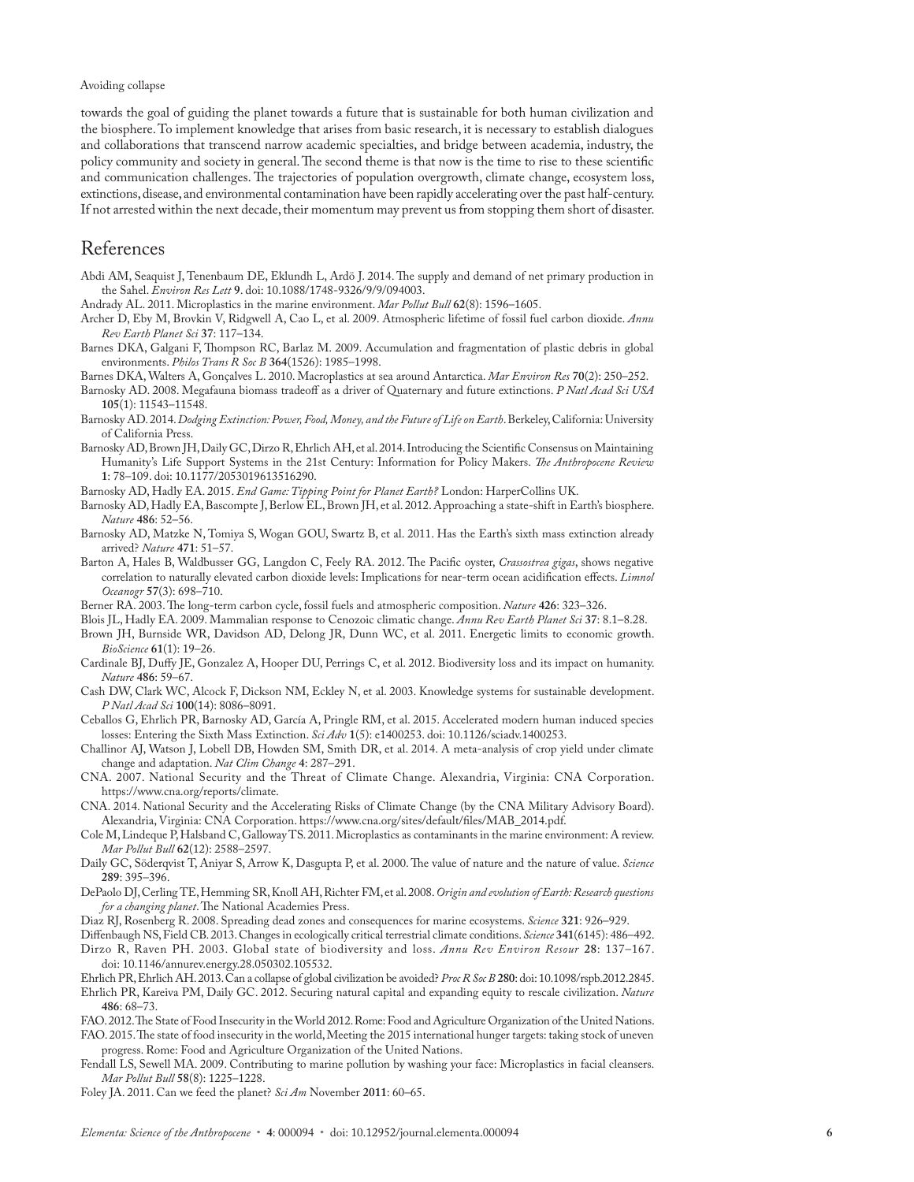towards the goal of guiding the planet towards a future that is sustainable for both human civilization and the biosphere. To implement knowledge that arises from basic research, it is necessary to establish dialogues and collaborations that transcend narrow academic specialties, and bridge between academia, industry, the policy community and society in general. The second theme is that now is the time to rise to these scientific and communication challenges. The trajectories of population overgrowth, climate change, ecosystem loss, extinctions, disease, and environmental contamination have been rapidly accelerating over the past half-century. If not arrested within the next decade, their momentum may prevent us from stopping them short of disaster.

# References

Abdi AM, Seaquist J, Tenenbaum DE, Eklundh L, Ardö J. 2014. The supply and demand of net primary production in the Sahel. *Environ Res Lett* **9**. doi: 10.1088/1748-9326/9/9/094003.

Andrady AL. 2011. Microplastics in the marine environment. *Mar Pollut Bull* **62**(8): 1596–1605.

Archer D, Eby M, Brovkin V, Ridgwell A, Cao L, et al. 2009. Atmospheric lifetime of fossil fuel carbon dioxide. *Annu Rev Earth Planet Sci* **37**: 117–134.

Barnes DKA, Galgani F, Thompson RC, Barlaz M. 2009. Accumulation and fragmentation of plastic debris in global environments. *Philos Trans R Soc B* **364**(1526): 1985–1998.

Barnes DKA, Walters A, Gonçalves L. 2010. Macroplastics at sea around Antarctica. *Mar Environ Res* **70**(2): 250–252.

Barnosky AD. 2008. Megafauna biomass tradeoff as a driver of Quaternary and future extinctions. *P Natl Acad Sci USA* **105**(1): 11543–11548.

Barnosky AD. 2014. *Dodging Extinction: Power, Food, Money, and the Future of Life on Earth*. Berkeley, California: University of California Press.

Barnosky AD, Brown JH, Daily GC, Dirzo R, Ehrlich AH, et al. 2014. Introducing the Scientific Consensus on Maintaining Humanity's Life Support Systems in the 21st Century: Information for Policy Makers. *The Anthropocene Review* **1**: 78–109. doi: 10.1177/2053019613516290.

Barnosky AD, Hadly EA. 2015. *End Game: Tipping Point for Planet Earth?* London: HarperCollins UK.

Barnosky AD, Hadly EA, Bascompte J, Berlow EL, Brown JH, et al. 2012. Approaching a state-shift in Earth's biosphere. *Nature* **486**: 52–56.

Barnosky AD, Matzke N, Tomiya S, Wogan GOU, Swartz B, et al. 2011. Has the Earth's sixth mass extinction already arrived? *Nature* **471**: 51–57.

Barton A, Hales B, Waldbusser GG, Langdon C, Feely RA. 2012. The Pacific oyster, *Crassostrea gigas*, shows negative correlation to naturally elevated carbon dioxide levels: Implications for near-term ocean acidification effects. *Limnol Oceanogr* **57**(3): 698–710.

Berner RA. 2003. The long-term carbon cycle, fossil fuels and atmospheric composition. *Nature* **426**: 323–326.

Blois JL, Hadly EA. 2009. Mammalian response to Cenozoic climatic change. *Annu Rev Earth Planet Sci* **37**: 8.1–8.28.

Brown JH, Burnside WR, Davidson AD, Delong JR, Dunn WC, et al. 2011. Energetic limits to economic growth. *BioScience* **61**(1): 19–26.

Cardinale BJ, Duffy JE, Gonzalez A, Hooper DU, Perrings C, et al. 2012. Biodiversity loss and its impact on humanity. *Nature* **486**: 59–67.

Cash DW, Clark WC, Alcock F, Dickson NM, Eckley N, et al. 2003. Knowledge systems for sustainable development. *P Natl Acad Sci* **100**(14): 8086–8091.

Ceballos G, Ehrlich PR, Barnosky AD, García A, Pringle RM, et al. 2015. Accelerated modern human induced species losses: Entering the Sixth Mass Extinction. *Sci Adv* **1**(5): e1400253. doi: 10.1126/sciadv.1400253.

Challinor AJ, Watson J, Lobell DB, Howden SM, Smith DR, et al. 2014. A meta-analysis of crop yield under climate change and adaptation. *Nat Clim Change* **4**: 287–291.

CNA. 2007. National Security and the Threat of Climate Change. Alexandria, Virginia: CNA Corporation. https://www.cna.org/reports/climate.

CNA. 2014. National Security and the Accelerating Risks of Climate Change (by the CNA Military Advisory Board). Alexandria, Virginia: CNA Corporation. https://www.cna.org/sites/default/files/MAB_2014.pdf.

Cole M, Lindeque P, Halsband C, Galloway TS. 2011. Microplastics as contaminants in the marine environment: A review. *Mar Pollut Bull* **62**(12): 2588–2597.

Daily GC, Söderqvist T, Aniyar S, Arrow K, Dasgupta P, et al. 2000. The value of nature and the nature of value. *Science* **289**: 395–396.

DePaolo DJ, Cerling TE, Hemming SR, Knoll AH, Richter FM, et al. 2008. *Origin and evolution of Earth: Research questions for a changing planet*. The National Academies Press.

Diaz RJ, Rosenberg R. 2008. Spreading dead zones and consequences for marine ecosystems. *Science* **321**: 926–929.

Diffenbaugh NS, Field CB. 2013. Changes in ecologically critical terrestrial climate conditions. *Science* **341**(6145): 486–492.

Dirzo R, Raven PH. 2003. Global state of biodiversity and loss. *Annu Rev Environ Resour* **28**: 137–167. doi: 10.1146/annurev.energy.28.050302.105532.

Ehrlich PR, Ehrlich AH. 2013. Can a collapse of global civilization be avoided? *Proc R Soc B* **280**: doi: 10.1098/rspb.2012.2845.

Ehrlich PR, Kareiva PM, Daily GC. 2012. Securing natural capital and expanding equity to rescale civilization. *Nature* **486**: 68–73.

FAO. 2012. The State of Food Insecurity in the World 2012. Rome: Food and Agriculture Organization of the United Nations.

FAO. 2015. The state of food insecurity in the world, Meeting the 2015 international hunger targets: taking stock of uneven progress. Rome: Food and Agriculture Organization of the United Nations.

Fendall LS, Sewell MA. 2009. Contributing to marine pollution by washing your face: Microplastics in facial cleansers. *Mar Pollut Bull* **58**(8): 1225–1228.

Foley JA. 2011. Can we feed the planet? *Sci Am* November **2011**: 60–65.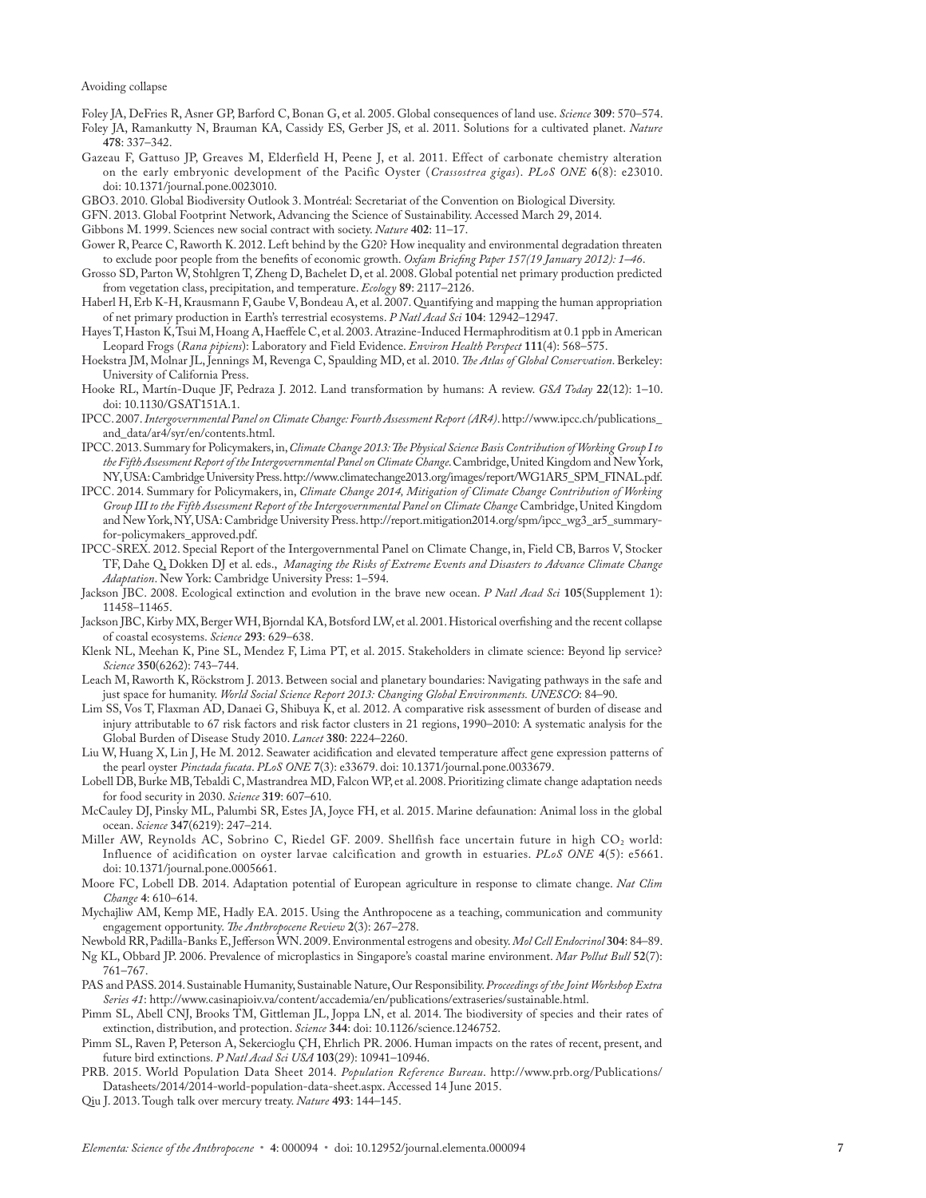Foley JA, DeFries R, Asner GP, Barford C, Bonan G, et al. 2005. Global consequences of land use. *Science* **309**: 570–574.

Foley JA, Ramankutty N, Brauman KA, Cassidy ES, Gerber JS, et al. 2011. Solutions for a cultivated planet. *Nature* **478**: 337–342.

Gazeau F, Gattuso JP, Greaves M, Elderfield H, Peene J, et al. 2011. Effect of carbonate chemistry alteration on the early embryonic development of the Pacific Oyster (*Crassostrea gigas*). *PLoS ONE* **6**(8): e23010. doi: 10.1371/journal.pone.0023010.

GBO3. 2010. Global Biodiversity Outlook 3. Montréal: Secretariat of the Convention on Biological Diversity.

GFN. 2013. Global Footprint Network, Advancing the Science of Sustainability. Accessed March 29, 2014.

Gibbons M. 1999. Sciences new social contract with society. *Nature* **402**: 11–17.

Gower R, Pearce C, Raworth K. 2012. Left behind by the G20? How inequality and environmental degradation threaten to exclude poor people from the benefits of economic growth. *Oxfam Briefing Paper 157(19 January 2012): 1–46*.

Grosso SD, Parton W, Stohlgren T, Zheng D, Bachelet D, et al. 2008. Global potential net primary production predicted from vegetation class, precipitation, and temperature. *Ecology* **89**: 2117–2126.

Haberl H, Erb K-H, Krausmann F, Gaube V, Bondeau A, et al. 2007. Quantifying and mapping the human appropriation of net primary production in Earth's terrestrial ecosystems. *P Natl Acad Sci* **104**: 12942–12947.

Hayes T, Haston K, Tsui M, Hoang A, Haeffele C, et al. 2003. Atrazine-Induced Hermaphroditism at 0.1 ppb in American Leopard Frogs (*Rana pipiens*): Laboratory and Field Evidence. *Environ Health Perspect* **111**(4): 568–575.

Hoekstra JM, Molnar JL, Jennings M, Revenga C, Spaulding MD, et al. 2010. *The Atlas of Global Conservation*. Berkeley: University of California Press.

Hooke RL, Martín-Duque JF, Pedraza J. 2012. Land transformation by humans: A review. *GSA Today* **22**(12): 1–10. doi: 10.1130/GSAT151A.1.

IPCC. 2007. *Intergovernmental Panel on Climate Change: Fourth Assessment Report (AR4)*. http://www.ipcc.ch/publications_and_data/ar4/syr/en/contents.html.

IPCC. 2013. Summary for Policymakers, in, *Climate Change 2013: The Physical Science Basis Contribution of Working Group I to the Fifth Assessment Report of the Intergovernmental Panel on Climate Change*. Cambridge, United Kingdom and New York, NY, USA: Cambridge University Press. http://www.climatechange2013.org/images/report/WG1AR5_SPM_FINAL.pdf.

IPCC. 2014. Summary for Policymakers, in, *Climate Change 2014, Mitigation of Climate Change Contribution of Working Group III to the Fifth Assessment Report of the Intergovernmental Panel on Climate Change* Cambridge, United Kingdom and New York, NY, USA: Cambridge University Press. http://report.mitigation2014.org/spm/ipcc_wg3_ar5_summary-for-policymakers_approved.pdf.

IPCC-SREX. 2012. Special Report of the Intergovernmental Panel on Climate Change, in, Field CB, Barros V, Stocker TF, Dahe Q, Dokken DJ et al. eds., *Managing the Risks of Extreme Events and Disasters to Advance Climate Change Adaptation*. New York: Cambridge University Press: 1–594.

Jackson JBC. 2008. Ecological extinction and evolution in the brave new ocean. *P Natl Acad Sci* **105**(Supplement 1): 11458–11465.

Jackson JBC, Kirby MX, Berger WH, Bjorndal KA, Botsford LW, et al. 2001. Historical overfishing and the recent collapse of coastal ecosystems. *Science* **293**: 629–638.

Klenk NL, Meehan K, Pine SL, Mendez F, Lima PT, et al. 2015. Stakeholders in climate science: Beyond lip service? *Science* **350**(6262): 743–744.

Leach M, Raworth K, Röckstrom J. 2013. Between social and planetary boundaries: Navigating pathways in the safe and just space for humanity. *World Social Science Report 2013: Changing Global Environments. UNESCO*: 84–90.

Lim SS, Vos T, Flaxman AD, Danaei G, Shibuya K, et al. 2012. A comparative risk assessment of burden of disease and injury attributable to 67 risk factors and risk factor clusters in 21 regions, 1990–2010: A systematic analysis for the Global Burden of Disease Study 2010. *Lancet* **380**: 2224–2260.

Liu W, Huang X, Lin J, He M. 2012. Seawater acidification and elevated temperature affect gene expression patterns of the pearl oyster *Pinctada fucata*. *PLoS ONE* **7**(3): e33679. doi: 10.1371/journal.pone.0033679.

Lobell DB, Burke MB, Tebaldi C, Mastrandrea MD, Falcon WP, et al. 2008. Prioritizing climate change adaptation needs for food security in 2030. *Science* **319**: 607–610.

McCauley DJ, Pinsky ML, Palumbi SR, Estes JA, Joyce FH, et al. 2015. Marine defaunation: Animal loss in the global ocean. *Science* **347**(6219): 247–214.

Miller AW, Reynolds AC, Sobrino C, Riedel GF. 2009. Shellfish face uncertain future in high $CO_2$ world: Influence of acidification on oyster larvae calcification and growth in estuaries. *PLoS ONE* **4**(5): e5661. doi: 10.1371/journal.pone.0005661.

Moore FC, Lobell DB. 2014. Adaptation potential of European agriculture in response to climate change. *Nat Clim Change* **4**: 610–614.

Mychajliw AM, Kemp ME, Hadly EA. 2015. Using the Anthropocene as a teaching, communication and community engagement opportunity. *The Anthropocene Review* **2**(3): 267–278.

Newbold RR, Padilla-Banks E, Jefferson WN. 2009. Environmental estrogens and obesity. *Mol Cell Endocrinol* **304**: 84–89.

Ng KL, Obbard JP. 2006. Prevalence of microplastics in Singapore's coastal marine environment. *Mar Pollut Bull* **52**(7): 761–767.

PAS and PASS. 2014. Sustainable Humanity, Sustainable Nature, Our Responsibility. *Proceedings of the Joint Workshop Extra Series 41*: http://www.casinapioiv.va/content/accademia/en/publications/extraseries/sustainable.html.

Pimm SL, Abell CNJ, Brooks TM, Gittleman JL, Joppa LN, et al. 2014. The biodiversity of species and their rates of extinction, distribution, and protection. *Science* **344**: doi: 10.1126/science.1246752.

Pimm SL, Raven P, Peterson A, Sekercioglu ÇH, Ehrlich PR. 2006. Human impacts on the rates of recent, present, and future bird extinctions. *P Natl Acad Sci USA* **103**(29): 10941–10946.

PRB. 2015. World Population Data Sheet 2014. *Population Reference Bureau*. http://www.prb.org/Publications/Datasheets/2014/2014-world-population-data-sheet.aspx. Accessed 14 June 2015.

Qiu J. 2013. Tough talk over mercury treaty. *Nature* **493**: 144–145.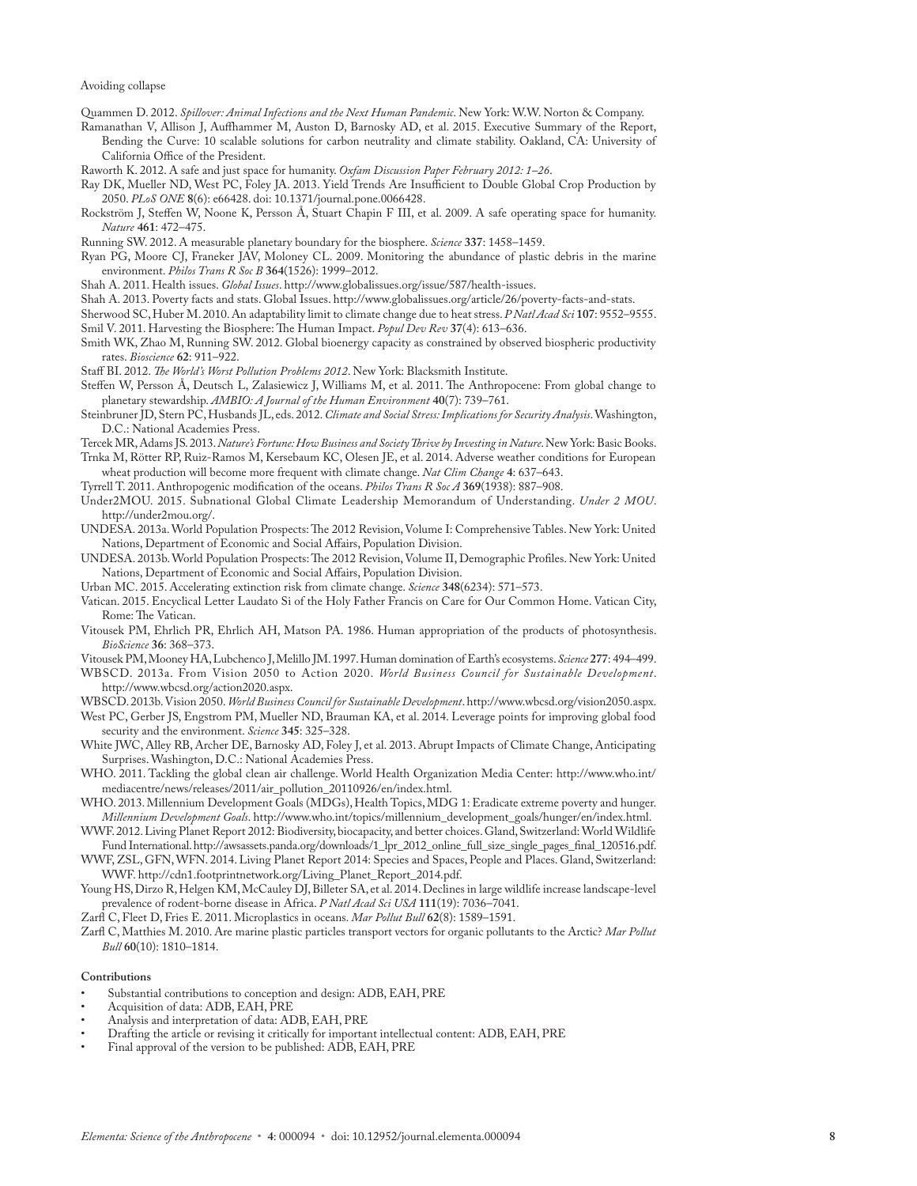Quammen D. 2012. *Spillover: Animal Infections and the Next Human Pandemic*. New York: W.W. Norton & Company.

Ramanathan V, Allison J, Auffhammer M, Auston D, Barnosky AD, et al. 2015. Executive Summary of the Report, Bending the Curve: 10 scalable solutions for carbon neutrality and climate stability. Oakland, CA: University of California Office of the President.

Raworth K. 2012. A safe and just space for humanity. *Oxfam Discussion Paper February 2012: 1–26*.

Ray DK, Mueller ND, West PC, Foley JA. 2013. Yield Trends Are Insufficient to Double Global Crop Production by 2050. *PLoS ONE* **8**(6): e66428. doi: 10.1371/journal.pone.0066428.

Rockström J, Steffen W, Noone K, Persson Å, Stuart Chapin F III, et al. 2009. A safe operating space for humanity. *Nature* **461**: 472–475.

Running SW. 2012. A measurable planetary boundary for the biosphere. *Science* **337**: 1458–1459.

Ryan PG, Moore CJ, Franeker JAV, Moloney CL. 2009. Monitoring the abundance of plastic debris in the marine environment. *Philos Trans R Soc B* **364**(1526): 1999–2012.

Shah A. 2011. Health issues. *Global Issues*. http://www.globalissues.org/issue/587/health-issues.

Shah A. 2013. Poverty facts and stats. Global Issues. http://www.globalissues.org/article/26/poverty-facts-and-stats.

Sherwood SC, Huber M. 2010. An adaptability limit to climate change due to heat stress. *P Natl Acad Sci* **107**: 9552–9555.

Smil V. 2011. Harvesting the Biosphere: The Human Impact. *Popul Dev Rev* **37**(4): 613–636.

Smith WK, Zhao M, Running SW. 2012. Global bioenergy capacity as constrained by observed biospheric productivity rates. *Bioscience* **62**: 911–922.

Staff BI. 2012. *The World's Worst Pollution Problems 2012*. New York: Blacksmith Institute.

Steffen W, Persson Å, Deutsch L, Zalasiewicz J, Williams M, et al. 2011. The Anthropocene: From global change to planetary stewardship. *AMBIO: A Journal of the Human Environment* **40**(7): 739–761.

Steinbruner JD, Stern PC, Husbands JL, eds. 2012. *Climate and Social Stress: Implications for Security Analysis*. Washington, D.C.: National Academies Press.

Tercek MR, Adams JS. 2013. *Nature's Fortune: How Business and Society Thrive by Investing in Nature*. New York: Basic Books.

Trnka M, Rötter RP, Ruiz-Ramos M, Kersebaum KC, Olesen JE, et al. 2014. Adverse weather conditions for European wheat production will become more frequent with climate change. *Nat Clim Change* **4**: 637–643.

Tyrrell T. 2011. Anthropogenic modification of the oceans. *Philos Trans R Soc A* **369**(1938): 887–908.

Under2MOU. 2015. Subnational Global Climate Leadership Memorandum of Understanding. *Under 2 MOU*. http://under2mou.org/.

UNDESA. 2013a. World Population Prospects: The 2012 Revision, Volume I: Comprehensive Tables. New York: United Nations, Department of Economic and Social Affairs, Population Division.

UNDESA. 2013b. World Population Prospects: The 2012 Revision, Volume II, Demographic Profiles. New York: United Nations, Department of Economic and Social Affairs, Population Division.

Urban MC. 2015. Accelerating extinction risk from climate change. *Science* **348**(6234): 571–573.

Vatican. 2015. Encyclical Letter Laudato Si of the Holy Father Francis on Care for Our Common Home. Vatican City, Rome: The Vatican.

Vitousek PM, Ehrlich PR, Ehrlich AH, Matson PA. 1986. Human appropriation of the products of photosynthesis. *BioScience* **36**: 368–373.

Vitousek PM, Mooney HA, Lubchenco J, Melillo JM. 1997. Human domination of Earth's ecosystems. *Science* **277**: 494–499.

WBSCD. 2013a. From Vision 2050 to Action 2020. *World Business Council for Sustainable Development*. http://www.wbcsd.org/action2020.aspx.

WBSCD. 2013b. Vision 2050. *World Business Council for Sustainable Development*. http://www.wbcsd.org/vision2050.aspx.

West PC, Gerber JS, Engstrom PM, Mueller ND, Brauman KA, et al. 2014. Leverage points for improving global food security and the environment. *Science* **345**: 325–328.

White JWC, Alley RB, Archer DE, Barnosky AD, Foley J, et al. 2013. Abrupt Impacts of Climate Change, Anticipating Surprises. Washington, D.C.: National Academies Press.

WHO. 2011. Tackling the global clean air challenge. World Health Organization Media Center: http://www.who.int/mediacentre/news/releases/2011/air_pollution_20110926/en/index.html.

WHO. 2013. Millennium Development Goals (MDGs), Health Topics, MDG 1: Eradicate extreme poverty and hunger. *Millennium Development Goals*. http://www.who.int/topics/millennium_development_goals/hunger/en/index.html.

WWF. 2012. Living Planet Report 2012: Biodiversity, biocapacity, and better choices. Gland, Switzerland: World Wildlife Fund International. http://awsassets.panda.org/downloads/1_lpr_2012_online_full_size_single_pages_final_120516.pdf.

WWF, ZSL, GFN, WFN. 2014. Living Planet Report 2014: Species and Spaces, People and Places. Gland, Switzerland: WWF. http://cdn1.footprintnetwork.org/Living_Planet_Report_2014.pdf.

Young HS, Dirzo R, Helgen KM, McCauley DJ, Billeter SA, et al. 2014. Declines in large wildlife increase landscape-level prevalence of rodent-borne disease in Africa. *P Natl Acad Sci USA* **111**(19): 7036–7041.

Zarfl C, Fleet D, Fries E. 2011. Microplastics in oceans. *Mar Pollut Bull* **62**(8): 1589–1591.

Zarfl C, Matthies M. 2010. Are marine plastic particles transport vectors for organic pollutants to the Arctic? *Mar Pollut Bull* **60**(10): 1810–1814.

**Contributions**

- Substantial contributions to conception and design: ADB, EAH, PRE
- Acquisition of data: ADB, EAH, PRE
- Analysis and interpretation of data: ADB, EAH, PRE
- Drafting the article or revising it critically for important intellectual content: ADB, EAH, PRE
- Final approval of the version to be published: ADB, EAH, PRE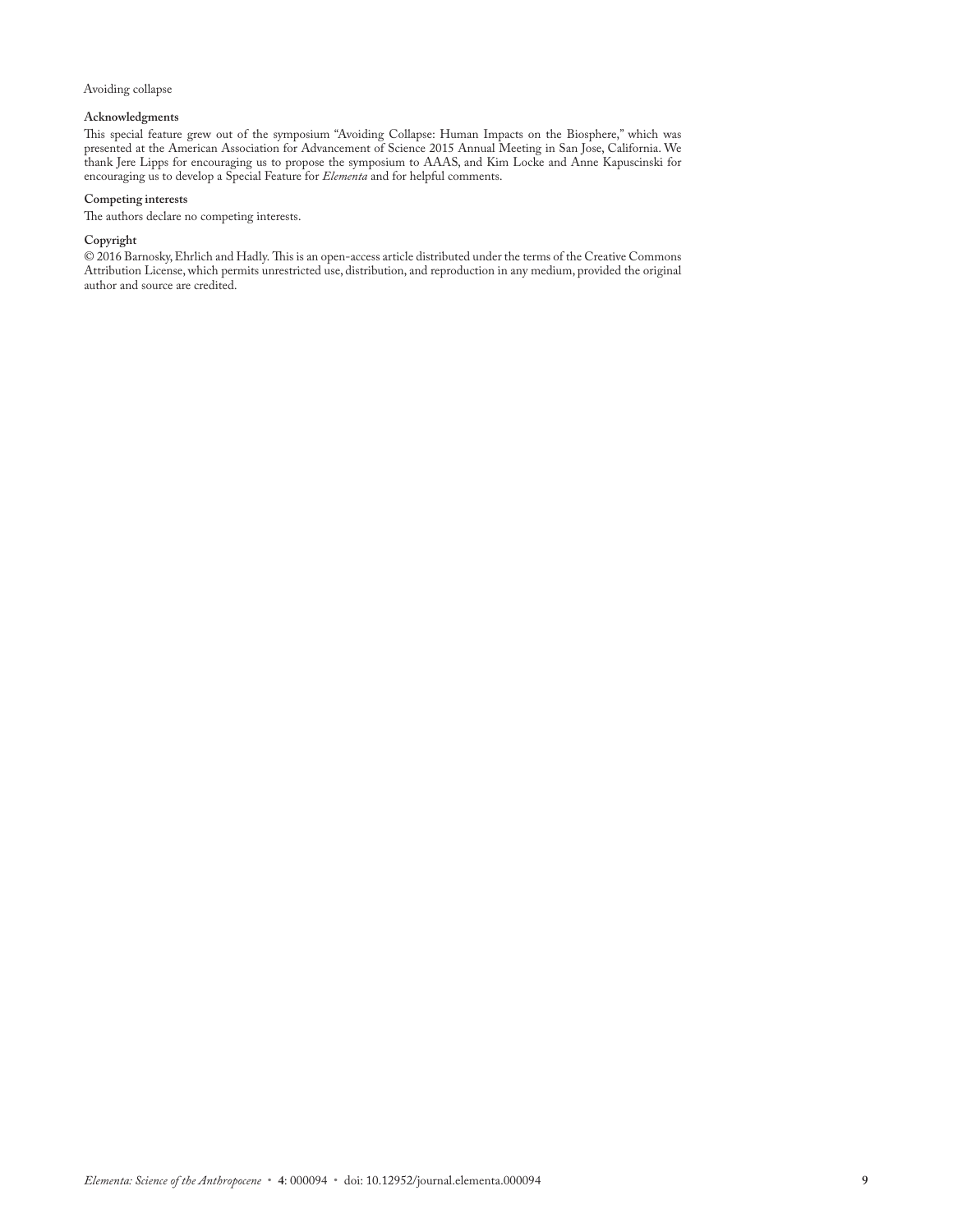### Acknowledgments

This special feature grew out of the symposium "Avoiding Collapse: Human Impacts on the Biosphere," which was presented at the American Association for Advancement of Science 2015 Annual Meeting in San Jose, California. We thank Jere Lipps for encouraging us to propose the symposium to AAAS, and Kim Locke and Anne Kapuscinski for encouraging us to develop a Special Feature for *Elementa* and for helpful comments.

### Competing interests

The authors declare no competing interests.

### Copyright

© 2016 Barnosky, Ehrlich and Hadly. This is an open-access article distributed under the terms of the Creative Commons Attribution License, which permits unrestricted use, distribution, and reproduction in any medium, provided the original author and source are credited.